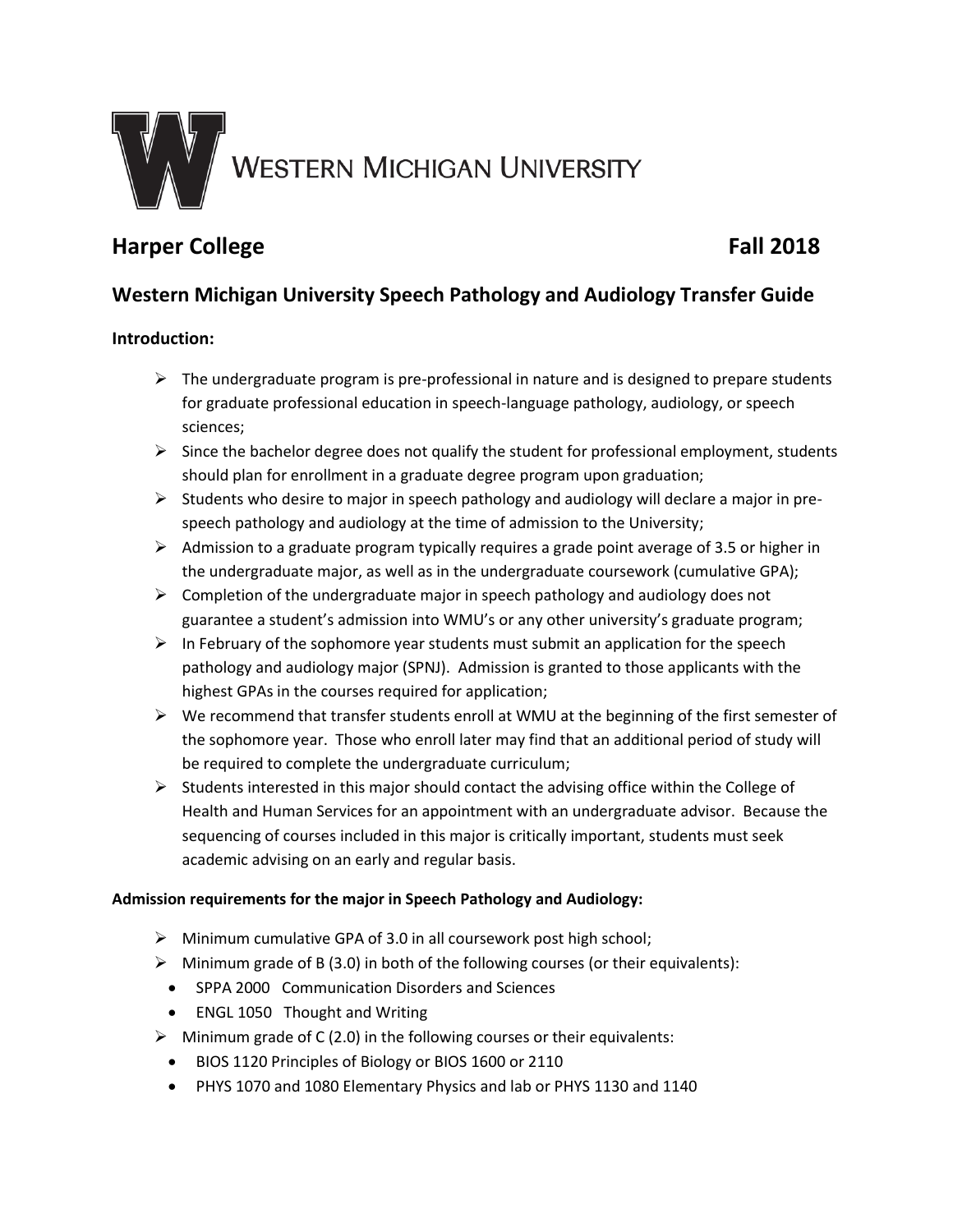# WESTERN MICHIGAN UNIVERSITY

## Harper College Fall 2018

## Western Michigan University Speech Pathology and Audiology Transfer Guide

**Introduction:**

- The undergraduate program is pre-professional in nature and is designed to prepare students for graduate professional education in speech-language pathology, audiology, or speech sciences;
- Since the bachelor degree does not qualify the student for professional employment, students should plan for enrollment in a graduate degree program upon graduation;
- Students who desire to major in speech pathology and audiology will declare a major in pre-speech pathology and audiology at the time of admission to the University;
- Admission to a graduate program typically requires a grade point average of 3.5 or higher in the undergraduate major, as well as in the undergraduate coursework (cumulative GPA);
- Completion of the undergraduate major in speech pathology and audiology does not guarantee a student's admission into WMU's or any other university's graduate program;
- In February of the sophomore year students must submit an application for the speech pathology and audiology major (SPNJ). Admission is granted to those applicants with the highest GPAs in the courses required for application;
- We recommend that transfer students enroll at WMU at the beginning of the first semester of the sophomore year. Those who enroll later may find that an additional period of study will be required to complete the undergraduate curriculum;
- Students interested in this major should contact the advising office within the College of Health and Human Services for an appointment with an undergraduate advisor. Because the sequencing of courses included in this major is critically important, students must seek academic advising on an early and regular basis.

**Admission requirements for the major in Speech Pathology and Audiology:**

- Minimum cumulative GPA of 3.0 in all coursework post high school;
- Minimum grade of B (3.0) in both of the following courses (or their equivalents):
  - SPPA 2000 Communication Disorders and Sciences
  - ENGL 1050 Thought and Writing
- Minimum grade of C (2.0) in the following courses or their equivalents:
  - BIOS 1120 Principles of Biology or BIOS 1600 or 2110
  - PHYS 1070 and 1080 Elementary Physics and lab or PHYS 1130 and 1140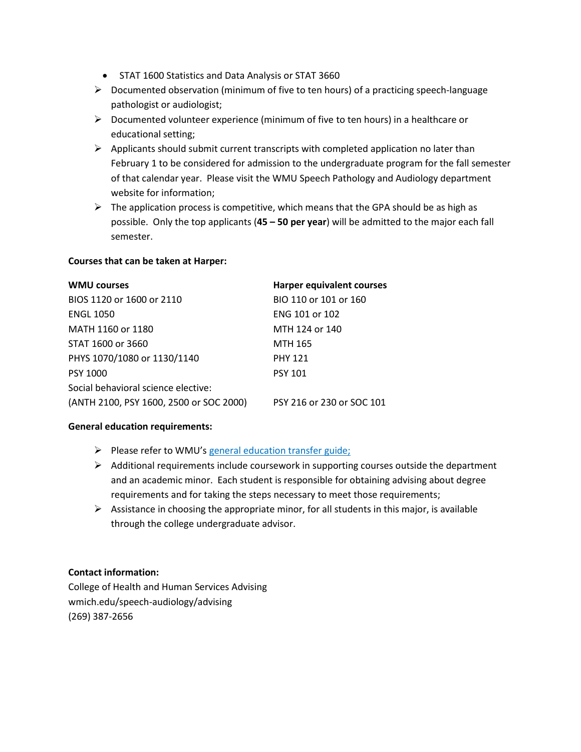- STAT 1600 Statistics and Data Analysis or STAT 3660

- Documented observation (minimum of five to ten hours) of a practicing speech-language pathologist or audiologist;
- Documented volunteer experience (minimum of five to ten hours) in a healthcare or educational setting;
- Applicants should submit current transcripts with completed application no later than February 1 to be considered for admission to the undergraduate program for the fall semester of that calendar year. Please visit the WMU Speech Pathology and Audiology department website for information;
- The application process is competitive, which means that the GPA should be as high as possible. Only the top applicants (**45 – 50 per year**) will be admitted to the major each fall semester.

**Courses that can be taken at Harper:**

| WMU courses | Harper equivalent courses |
|---|---|
| BIOS 1120 or 1600 or 2110 | BIO 110 or 101 or 160 |
| ENGL 1050 | ENG 101 or 102 |
| MATH 1160 or 1180 | MTH 124 or 140 |
| STAT 1600 or 3660 | MTH 165 |
| PHYS 1070/1080 or 1130/1140 | PHY 121 |
| PSY 1000 | PSY 101 |
| Social behavioral science elective: | |
| (ANTH 2100, PSY 1600, 2500 or SOC 2000) | PSY 216 or 230 or SOC 101 |

**General education requirements:**

- Please refer to WMU's general education transfer guide;
- Additional requirements include coursework in supporting courses outside the department and an academic minor. Each student is responsible for obtaining advising about degree requirements and for taking the steps necessary to meet those requirements;
- Assistance in choosing the appropriate minor, for all students in this major, is available through the college undergraduate advisor.

**Contact information:**

College of Health and Human Services Advising
wmich.edu/speech-audiology/advising
(269) 387-2656